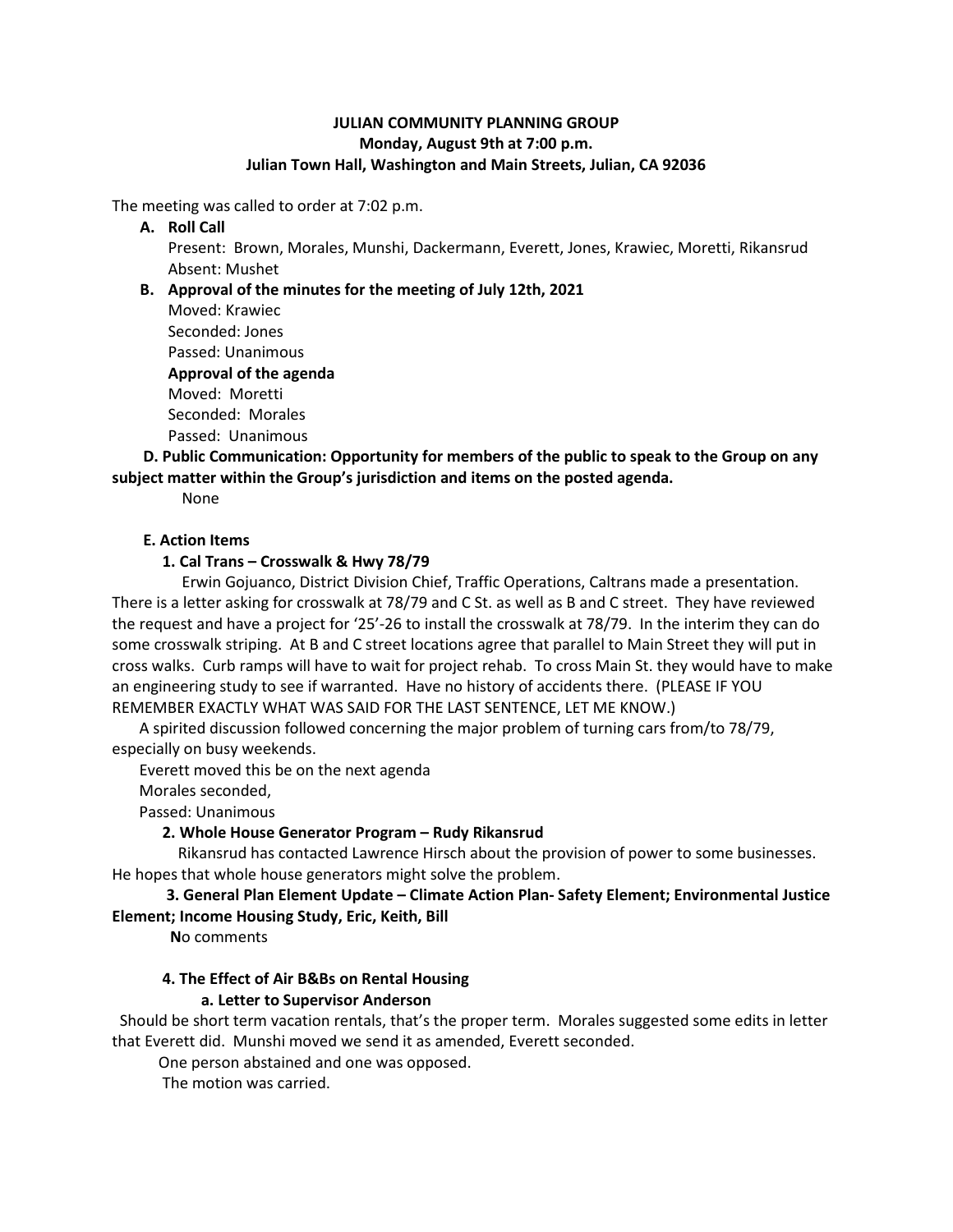**JULIAN COMMUNITY PLANNING GROUP**
**Monday, August 9th at 7:00 p.m.**
**Julian Town Hall, Washington and Main Streets, Julian, CA 92036**

The meeting was called to order at 7:02 p.m.

**A. Roll Call**

Present: Brown, Morales, Munshi, Dackermann, Everett, Jones, Krawiec, Moretti, Rikansrud
Absent: Mushet

**B. Approval of the minutes for the meeting of July 12th, 2021**

Moved: Krawiec
Seconded: Jones
Passed: Unanimous

**Approval of the agenda**

Moved: Moretti
Seconded: Morales
Passed: Unanimous

**D. Public Communication: Opportunity for members of the public to speak to the Group on any subject matter within the Group's jurisdiction and items on the posted agenda.**

None

**E. Action Items**

**1. Cal Trans – Crosswalk & Hwy 78/79**

Erwin Gojuanco, District Division Chief, Traffic Operations, Caltrans made a presentation. There is a letter asking for crosswalk at 78/79 and C St. as well as B and C street. They have reviewed the request and have a project for '25'-26 to install the crosswalk at 78/79. In the interim they can do some crosswalk striping. At B and C street locations agree that parallel to Main Street they will put in cross walks. Curb ramps will have to wait for project rehab. To cross Main St. they would have to make an engineering study to see if warranted. Have no history of accidents there. (PLEASE IF YOU REMEMBER EXACTLY WHAT WAS SAID FOR THE LAST SENTENCE, LET ME KNOW.)

A spirited discussion followed concerning the major problem of turning cars from/to 78/79, especially on busy weekends.

Everett moved this be on the next agenda
Morales seconded,
Passed: Unanimous

**2. Whole House Generator Program – Rudy Rikansrud**

Rikansrud has contacted Lawrence Hirsch about the provision of power to some businesses. He hopes that whole house generators might solve the problem.

**3. General Plan Element Update – Climate Action Plan- Safety Element; Environmental Justice Element; Income Housing Study, Eric, Keith, Bill**

**N**o comments

**4. The Effect of Air B&Bs on Rental Housing**

**a. Letter to Supervisor Anderson**

Should be short term vacation rentals, that's the proper term. Morales suggested some edits in letter that Everett did. Munshi moved we send it as amended, Everett seconded.

One person abstained and one was opposed.

The motion was carried.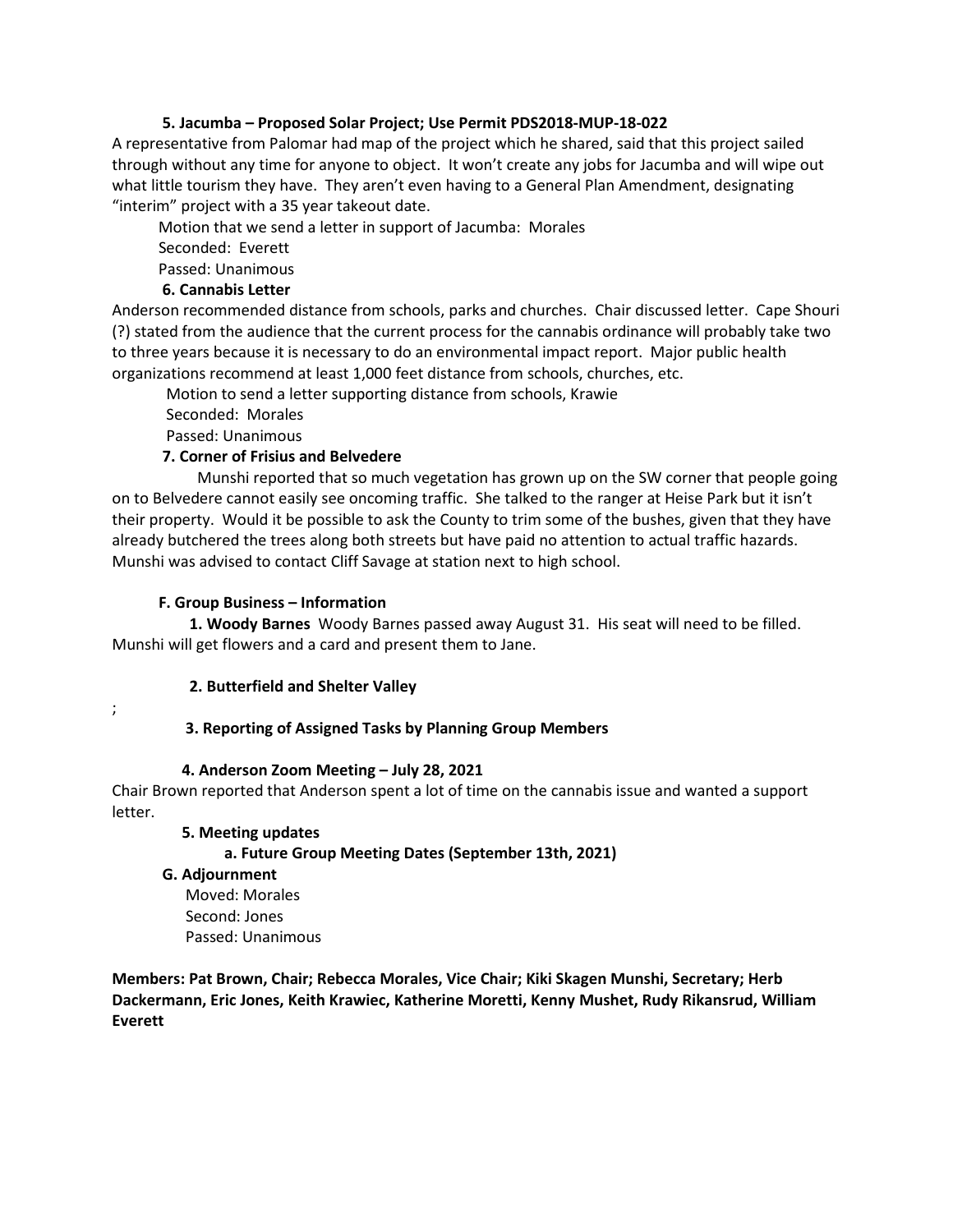**5. Jacumba – Proposed Solar Project; Use Permit PDS2018-MUP-18-022**

A representative from Palomar had map of the project which he shared, said that this project sailed through without any time for anyone to object. It won't create any jobs for Jacumba and will wipe out what little tourism they have. They aren't even having to a General Plan Amendment, designating "interim" project with a 35 year takeout date.

Motion that we send a letter in support of Jacumba: Morales
Seconded: Everett
Passed: Unanimous

**6. Cannabis Letter**

Anderson recommended distance from schools, parks and churches. Chair discussed letter. Cape Shouri (?) stated from the audience that the current process for the cannabis ordinance will probably take two to three years because it is necessary to do an environmental impact report. Major public health organizations recommend at least 1,000 feet distance from schools, churches, etc.

Motion to send a letter supporting distance from schools, Krawie
Seconded: Morales
Passed: Unanimous

**7. Corner of Frisius and Belvedere**

Munshi reported that so much vegetation has grown up on the SW corner that people going on to Belvedere cannot easily see oncoming traffic. She talked to the ranger at Heise Park but it isn't their property. Would it be possible to ask the County to trim some of the bushes, given that they have already butchered the trees along both streets but have paid no attention to actual traffic hazards. Munshi was advised to contact Cliff Savage at station next to high school.

**F. Group Business – Information**

**1. Woody Barnes** Woody Barnes passed away August 31. His seat will need to be filled. Munshi will get flowers and a card and present them to Jane.

**2. Butterfield and Shelter Valley**

;

**3. Reporting of Assigned Tasks by Planning Group Members**

**4. Anderson Zoom Meeting – July 28, 2021**

Chair Brown reported that Anderson spent a lot of time on the cannabis issue and wanted a support letter.

**5. Meeting updates**

**a. Future Group Meeting Dates (September 13th, 2021)**

**G. Adjournment**

Moved: Morales
Second: Jones
Passed: Unanimous

**Members: Pat Brown, Chair; Rebecca Morales, Vice Chair; Kiki Skagen Munshi, Secretary; Herb Dackermann, Eric Jones, Keith Krawiec, Katherine Moretti, Kenny Mushet, Rudy Rikansrud, William Everett**